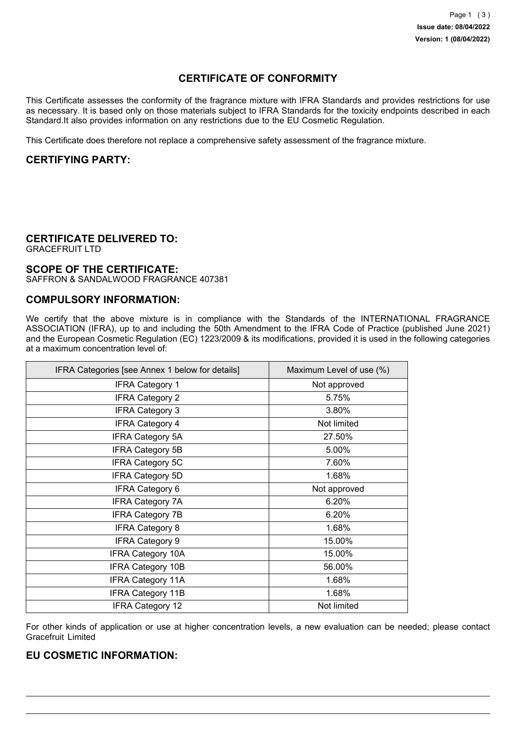Issue date: 08/04/2022
Version: 1 (08/04/2022)

# CERTIFICATE OF CONFORMITY

This Certificate assesses the conformity of the fragrance mixture with IFRA Standards and provides restrictions for use as necessary. It is based only on those materials subject to IFRA Standards for the toxicity endpoints described in each Standard.It also provides information on any restrictions due to the EU Cosmetic Regulation.

This Certificate does therefore not replace a comprehensive safety assessment of the fragrance mixture.

## CERTIFYING PARTY:

## CERTIFICATE DELIVERED TO:

GRACEFRUIT LTD

## SCOPE OF THE CERTIFICATE:

SAFFRON & SANDALWOOD FRAGRANCE 407381

## COMPULSORY INFORMATION:

We certify that the above mixture is in compliance with the Standards of the INTERNATIONAL FRAGRANCE ASSOCIATION (IFRA), up to and including the 50th Amendment to the IFRA Code of Practice (published June 2021) and the European Cosmetic Regulation (EC) 1223/2009 & its modifications, provided it is used in the following categories at a maximum concentration level of:

| IFRA Categories [see Annex 1 below for details] | Maximum Level of use (%) |
|---|---|
| IFRA Category 1 | Not approved |
| IFRA Category 2 | 5.75% |
| IFRA Category 3 | 3.80% |
| IFRA Category 4 | Not limited |
| IFRA Category 5A | 27.50% |
| IFRA Category 5B | 5.00% |
| IFRA Category 5C | 7.60% |
| IFRA Category 5D | 1.68% |
| IFRA Category 6 | Not approved |
| IFRA Category 7A | 6.20% |
| IFRA Category 7B | 6.20% |
| IFRA Category 8 | 1.68% |
| IFRA Category 9 | 15.00% |
| IFRA Category 10A | 15.00% |
| IFRA Category 10B | 56.00% |
| IFRA Category 11A | 1.68% |
| IFRA Category 11B | 1.68% |
| IFRA Category 12 | Not limited |

For other kinds of application or use at higher concentration levels, a new evaluation can be needed; please contact Gracefruit Limited

## EU COSMETIC INFORMATION: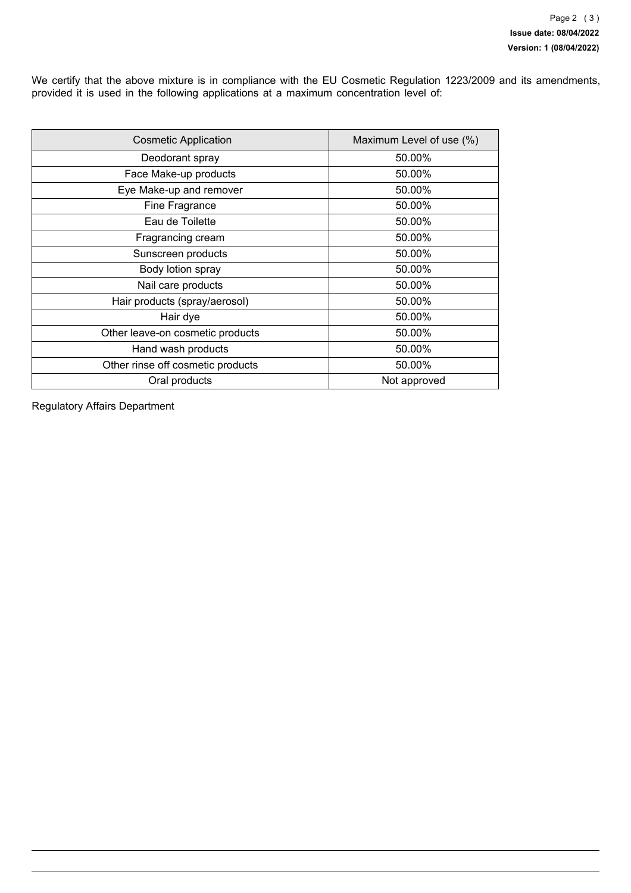We certify that the above mixture is in compliance with the EU Cosmetic Regulation 1223/2009 and its amendments, provided it is used in the following applications at a maximum concentration level of:

| Cosmetic Application | Maximum Level of use (%) |
|---|---|
| Deodorant spray | 50.00% |
| Face Make-up products | 50.00% |
| Eye Make-up and remover | 50.00% |
| Fine Fragrance | 50.00% |
| Eau de Toilette | 50.00% |
| Fragrancing cream | 50.00% |
| Sunscreen products | 50.00% |
| Body lotion spray | 50.00% |
| Nail care products | 50.00% |
| Hair products (spray/aerosol) | 50.00% |
| Hair dye | 50.00% |
| Other leave-on cosmetic products | 50.00% |
| Hand wash products | 50.00% |
| Other rinse off cosmetic products | 50.00% |
| Oral products | Not approved |

Regulatory Affairs Department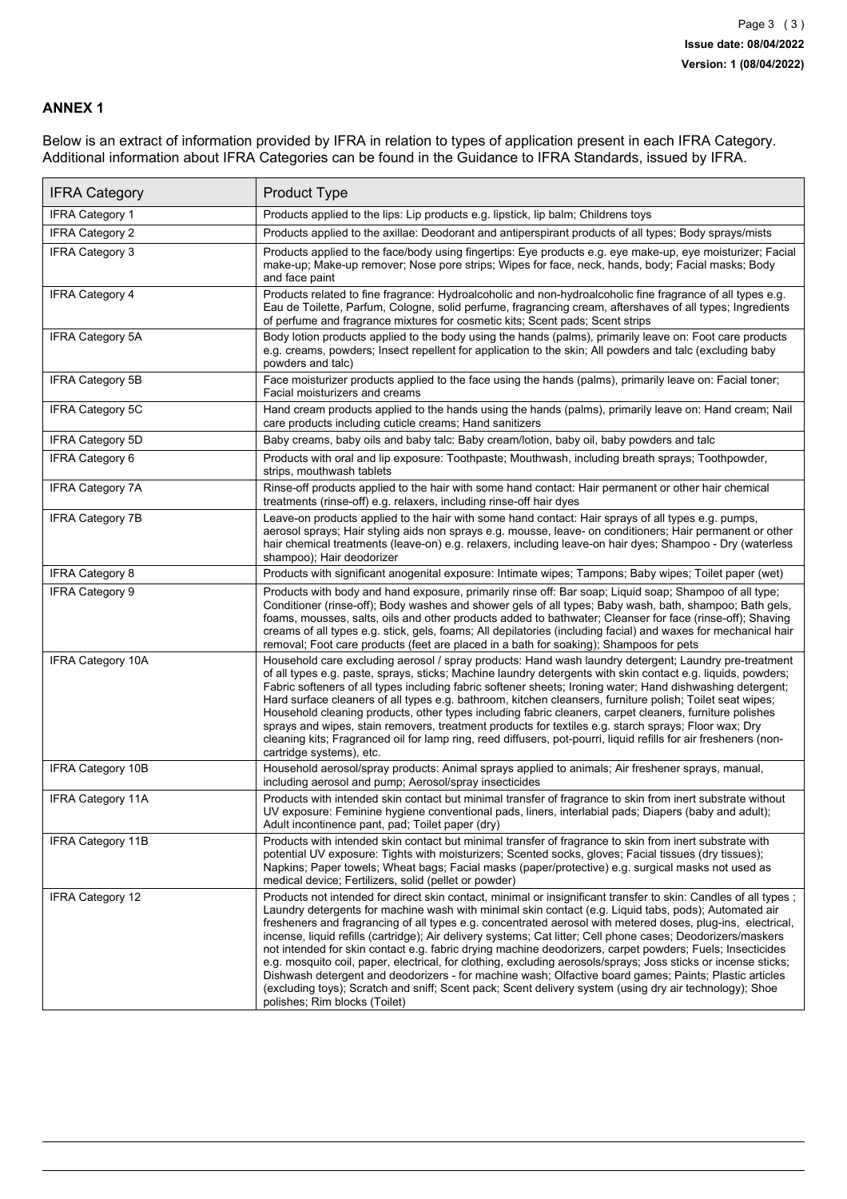## ANNEX 1

Below is an extract of information provided by IFRA in relation to types of application present in each IFRA Category. Additional information about IFRA Categories can be found in the Guidance to IFRA Standards, issued by IFRA.

| IFRA Category | Product Type |
|---|---|
| IFRA Category 1 | Products applied to the lips: Lip products e.g. lipstick, lip balm; Childrens toys |
| IFRA Category 2 | Products applied to the axillae: Deodorant and antiperspirant products of all types; Body sprays/mists |
| IFRA Category 3 | Products applied to the face/body using fingertips: Eye products e.g. eye make-up, eye moisturizer; Facial make-up; Make-up remover; Nose pore strips; Wipes for face, neck, hands, body; Facial masks; Body and face paint |
| IFRA Category 4 | Products related to fine fragrance: Hydroalcoholic and non-hydroalcoholic fine fragrance of all types e.g. Eau de Toilette, Parfum, Cologne, solid perfume, fragrancing cream, aftershaves of all types; Ingredients of perfume and fragrance mixtures for cosmetic kits; Scent pads; Scent strips |
| IFRA Category 5A | Body lotion products applied to the body using the hands (palms), primarily leave on: Foot care products e.g. creams, powders; Insect repellent for application to the skin; All powders and talc (excluding baby powders and talc) |
| IFRA Category 5B | Face moisturizer products applied to the face using the hands (palms), primarily leave on: Facial toner; Facial moisturizers and creams |
| IFRA Category 5C | Hand cream products applied to the hands using the hands (palms), primarily leave on: Hand cream; Nail care products including cuticle creams; Hand sanitizers |
| IFRA Category 5D | Baby creams, baby oils and baby talc: Baby cream/lotion, baby oil, baby powders and talc |
| IFRA Category 6 | Products with oral and lip exposure: Toothpaste; Mouthwash, including breath sprays; Toothpowder, strips, mouthwash tablets |
| IFRA Category 7A | Rinse-off products applied to the hair with some hand contact: Hair permanent or other hair chemical treatments (rinse-off) e.g. relaxers, including rinse-off hair dyes |
| IFRA Category 7B | Leave-on products applied to the hair with some hand contact: Hair sprays of all types e.g. pumps, aerosol sprays; Hair styling aids non sprays e.g. mousse, leave- on conditioners; Hair permanent or other hair chemical treatments (leave-on) e.g. relaxers, including leave-on hair dyes; Shampoo - Dry (waterless shampoo); Hair deodorizer |
| IFRA Category 8 | Products with significant anogenital exposure: Intimate wipes; Tampons; Baby wipes; Toilet paper (wet) |
| IFRA Category 9 | Products with body and hand exposure, primarily rinse off: Bar soap; Liquid soap; Shampoo of all type; Conditioner (rinse-off); Body washes and shower gels of all types; Baby wash, bath, shampoo; Bath gels, foams, mousses, salts, oils and other products added to bathwater; Cleanser for face (rinse-off); Shaving creams of all types e.g. stick, gels, foams; All depilatories (including facial) and waxes for mechanical hair removal; Foot care products (feet are placed in a bath for soaking); Shampoos for pets |
| IFRA Category 10A | Household care excluding aerosol / spray products: Hand wash laundry detergent; Laundry pre-treatment of all types e.g. paste, sprays, sticks; Machine laundry detergents with skin contact e.g. liquids, powders; Fabric softeners of all types including fabric softener sheets; Ironing water; Hand dishwashing detergent; Hard surface cleaners of all types e.g. bathroom, kitchen cleansers, furniture polish; Toilet seat wipes; Household cleaning products, other types including fabric cleaners, carpet cleaners, furniture polishes sprays and wipes, stain removers, treatment products for textiles e.g. starch sprays; Floor wax; Dry cleaning kits; Fragranced oil for lamp ring, reed diffusers, pot-pourri, liquid refills for air fresheners (non-cartridge systems), etc. |
| IFRA Category 10B | Household aerosol/spray products: Animal sprays applied to animals; Air freshener sprays, manual, including aerosol and pump; Aerosol/spray insecticides |
| IFRA Category 11A | Products with intended skin contact but minimal transfer of fragrance to skin from inert substrate without UV exposure: Feminine hygiene conventional pads, liners, interlabial pads; Diapers (baby and adult); Adult incontinence pant, pad; Toilet paper (dry) |
| IFRA Category 11B | Products with intended skin contact but minimal transfer of fragrance to skin from inert substrate with potential UV exposure: Tights with moisturizers; Scented socks, gloves; Facial tissues (dry tissues); Napkins; Paper towels; Wheat bags; Facial masks (paper/protective) e.g. surgical masks not used as medical device; Fertilizers, solid (pellet or powder) |
| IFRA Category 12 | Products not intended for direct skin contact, minimal or insignificant transfer to skin: Candles of all types ; Laundry detergents for machine wash with minimal skin contact (e.g. Liquid tabs, pods); Automated air fresheners and fragrancing of all types e.g. concentrated aerosol with metered doses, plug-ins, electrical, incense, liquid refills (cartridge); Air delivery systems; Cat litter; Cell phone cases; Deodorizers/maskers not intended for skin contact e.g. fabric drying machine deodorizers, carpet powders; Fuels; Insecticides e.g. mosquito coil, paper, electrical, for clothing, excluding aerosols/sprays; Joss sticks or incense sticks; Dishwash detergent and deodorizers - for machine wash; Olfactive board games; Paints; Plastic articles (excluding toys); Scratch and sniff; Scent pack; Scent delivery system (using dry air technology); Shoe polishes; Rim blocks (Toilet) |